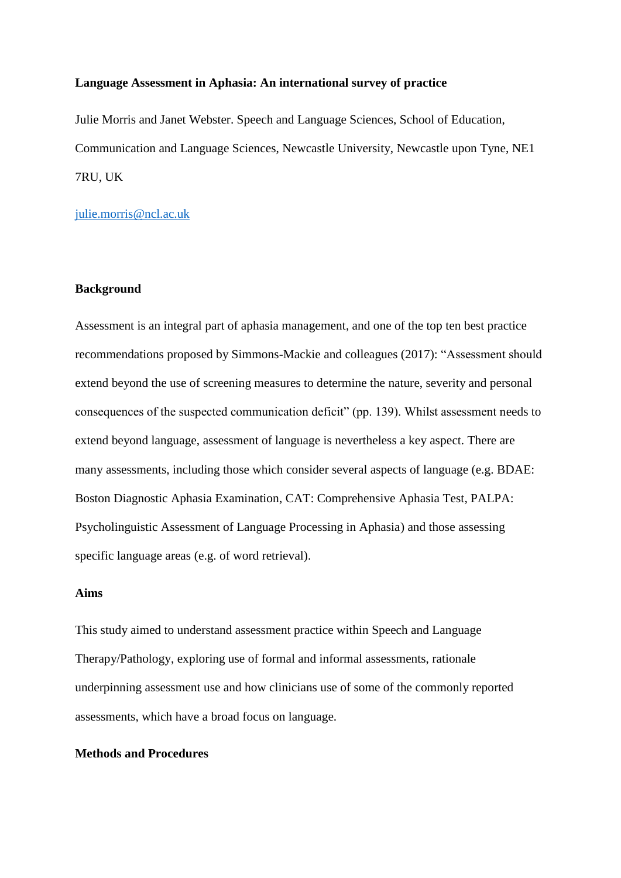**Language Assessment in Aphasia: An international survey of practice**

Julie Morris and Janet Webster. Speech and Language Sciences, School of Education, Communication and Language Sciences, Newcastle University, Newcastle upon Tyne, NE1 7RU, UK

julie.morris@ncl.ac.uk

## Background

Assessment is an integral part of aphasia management, and one of the top ten best practice recommendations proposed by Simmons-Mackie and colleagues (2017): "Assessment should extend beyond the use of screening measures to determine the nature, severity and personal consequences of the suspected communication deficit" (pp. 139). Whilst assessment needs to extend beyond language, assessment of language is nevertheless a key aspect. There are many assessments, including those which consider several aspects of language (e.g. BDAE: Boston Diagnostic Aphasia Examination, CAT: Comprehensive Aphasia Test, PALPA: Psycholinguistic Assessment of Language Processing in Aphasia) and those assessing specific language areas (e.g. of word retrieval).

## Aims

This study aimed to understand assessment practice within Speech and Language Therapy/Pathology, exploring use of formal and informal assessments, rationale underpinning assessment use and how clinicians use of some of the commonly reported assessments, which have a broad focus on language.

## Methods and Procedures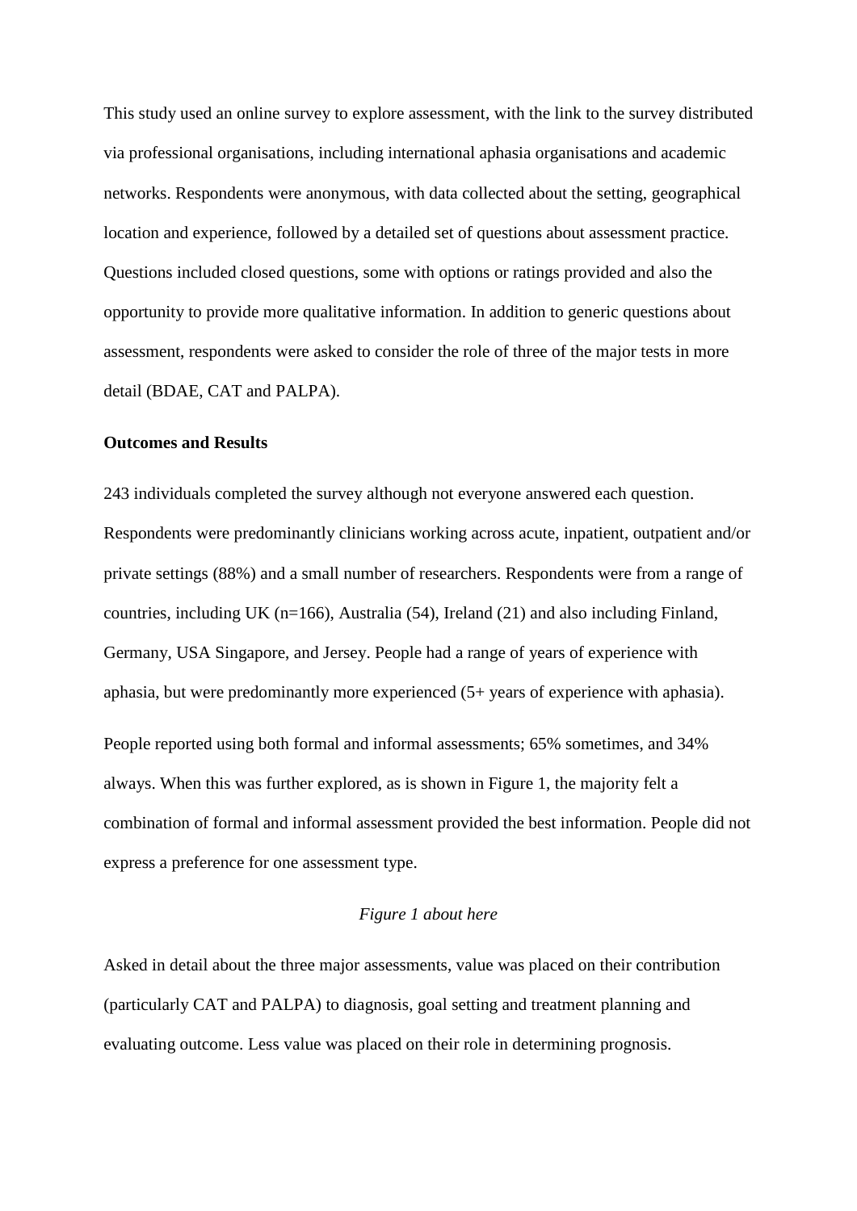This study used an online survey to explore assessment, with the link to the survey distributed via professional organisations, including international aphasia organisations and academic networks. Respondents were anonymous, with data collected about the setting, geographical location and experience, followed by a detailed set of questions about assessment practice. Questions included closed questions, some with options or ratings provided and also the opportunity to provide more qualitative information. In addition to generic questions about assessment, respondents were asked to consider the role of three of the major tests in more detail (BDAE, CAT and PALPA).

**Outcomes and Results**

243 individuals completed the survey although not everyone answered each question. Respondents were predominantly clinicians working across acute, inpatient, outpatient and/or private settings (88%) and a small number of researchers. Respondents were from a range of countries, including UK (n=166), Australia (54), Ireland (21) and also including Finland, Germany, USA Singapore, and Jersey. People had a range of years of experience with aphasia, but were predominantly more experienced (5+ years of experience with aphasia).

People reported using both formal and informal assessments; 65% sometimes, and 34% always. When this was further explored, as is shown in Figure 1, the majority felt a combination of formal and informal assessment provided the best information. People did not express a preference for one assessment type.

*Figure 1 about here*

Asked in detail about the three major assessments, value was placed on their contribution (particularly CAT and PALPA) to diagnosis, goal setting and treatment planning and evaluating outcome. Less value was placed on their role in determining prognosis.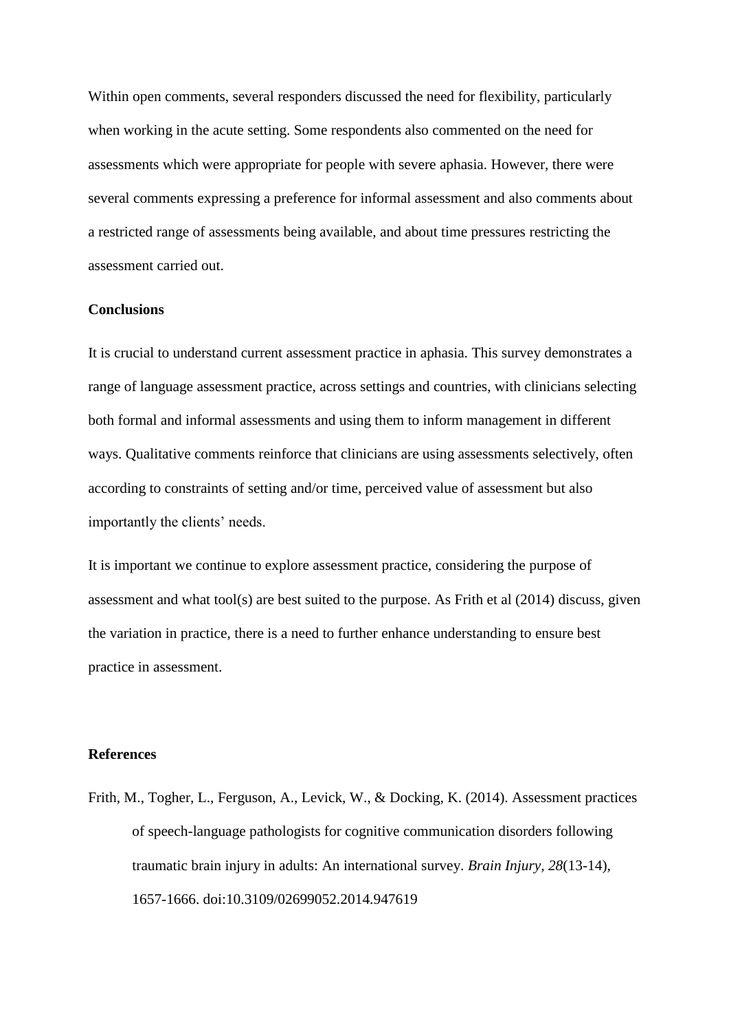Within open comments, several responders discussed the need for flexibility, particularly when working in the acute setting. Some respondents also commented on the need for assessments which were appropriate for people with severe aphasia. However, there were several comments expressing a preference for informal assessment and also comments about a restricted range of assessments being available, and about time pressures restricting the assessment carried out.

**Conclusions**

It is crucial to understand current assessment practice in aphasia. This survey demonstrates a range of language assessment practice, across settings and countries, with clinicians selecting both formal and informal assessments and using them to inform management in different ways. Qualitative comments reinforce that clinicians are using assessments selectively, often according to constraints of setting and/or time, perceived value of assessment but also importantly the clients' needs.

It is important we continue to explore assessment practice, considering the purpose of assessment and what tool(s) are best suited to the purpose. As Frith et al (2014) discuss, given the variation in practice, there is a need to further enhance understanding to ensure best practice in assessment.

**References**

Frith, M., Togher, L., Ferguson, A., Levick, W., & Docking, K. (2014). Assessment practices of speech-language pathologists for cognitive communication disorders following traumatic brain injury in adults: An international survey. *Brain Injury, 28*(13-14), 1657-1666. doi:10.3109/02699052.2014.947619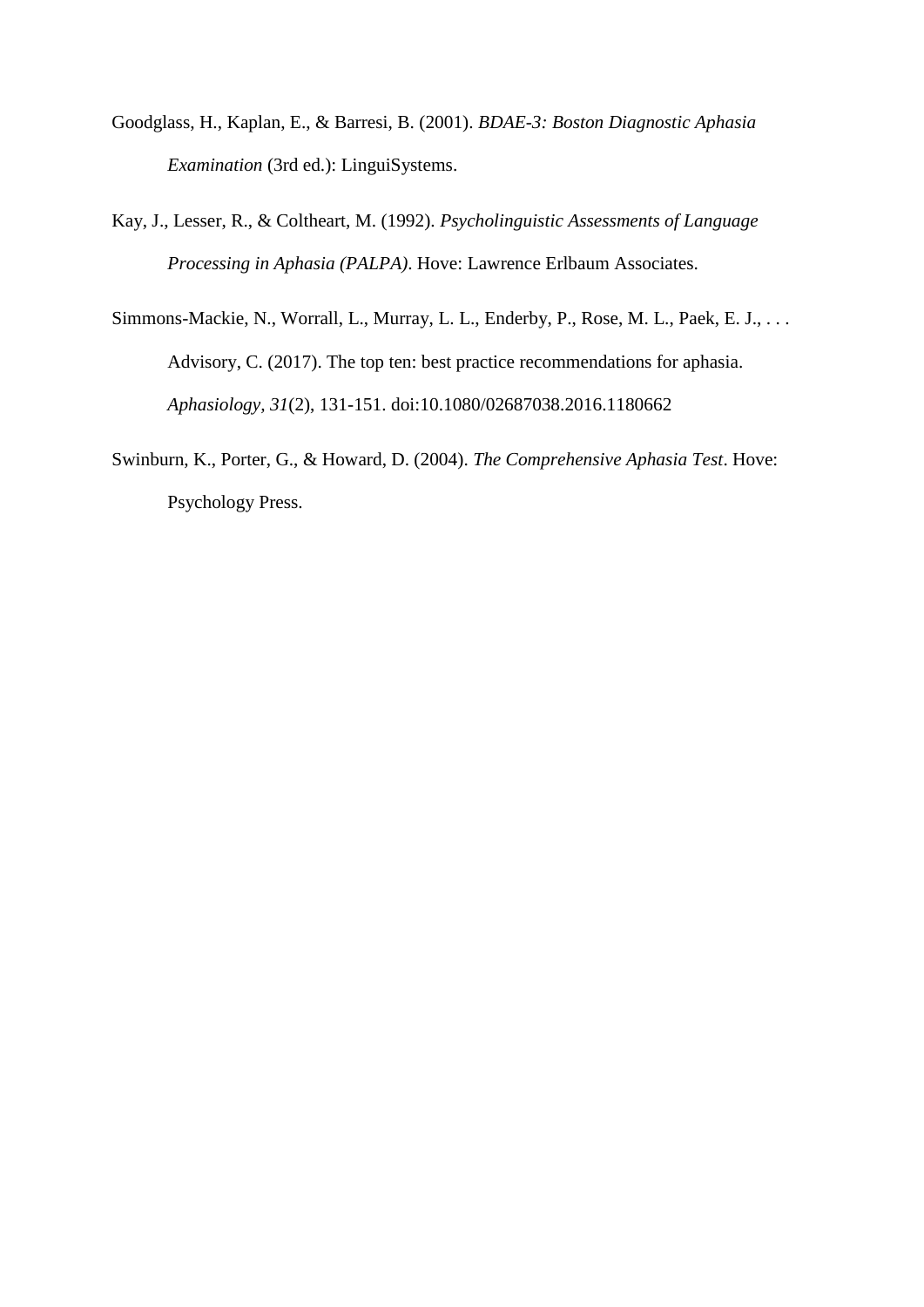Goodglass, H., Kaplan, E., & Barresi, B. (2001). *BDAE-3: Boston Diagnostic Aphasia Examination* (3rd ed.): LinguiSystems.

Kay, J., Lesser, R., & Coltheart, M. (1992). *Psycholinguistic Assessments of Language Processing in Aphasia (PALPA)*. Hove: Lawrence Erlbaum Associates.

Simmons-Mackie, N., Worrall, L., Murray, L. L., Enderby, P., Rose, M. L., Paek, E. J., . . . Advisory, C. (2017). The top ten: best practice recommendations for aphasia. *Aphasiology, 31*(2), 131-151. doi:10.1080/02687038.2016.1180662

Swinburn, K., Porter, G., & Howard, D. (2004). *The Comprehensive Aphasia Test*. Hove: Psychology Press.